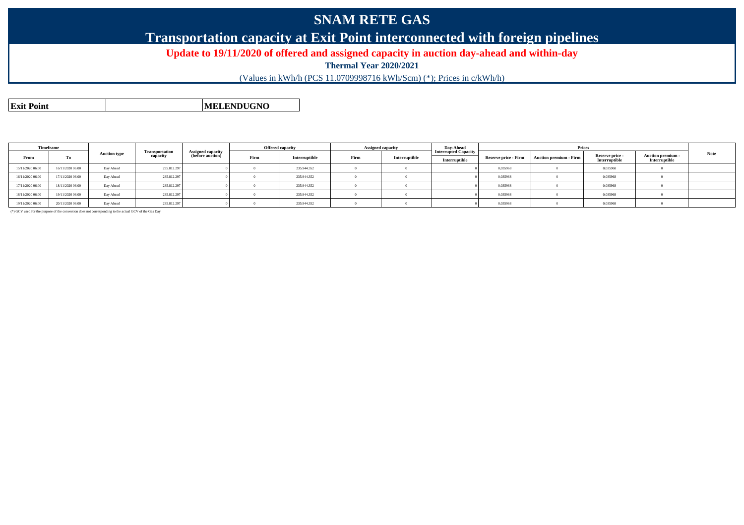# SNAM RETE GAS

## Transportation capacity at Exit Point interconnected with foreign pipelines

**Update to 19/11/2020 of offered and assigned capacity in auction day-ahead and within-day**

**Thermal Year 2020/2021**

(Values in kWh/h (PCS 11.0709998716 kWh/Scm) (*); Prices in c/kWh/h)

| **Exit Point** | | **MELENDUGNO** |
|---|---|---|

| Timeframe | | Auction type | Transportation capacity | Assigned capacity (before auction) | Offered capacity | | Assigned capacity | | Day-Ahead Interrupted Capacity | Prices | | | | Note |
|---|---|---|---|---|---|---|---|---|---|---|---|---|---|---|
| From | To | | | | Firm | Interruptible | Firm | Interruptible | Interruptible | Reserve price - Firm | Auction premium - Firm | Reserve price - Interruptible | Auction premium - Interruptible | |
| 15/11/2020 06.00 | 16/11/2020 06.00 | Day Ahead | 235.812.297 | 0 | 0 | 235.944.352 | 0 | 0 | 0 | 0,035968 | 0 | 0,035968 | 0 | |
| 16/11/2020 06.00 | 17/11/2020 06.00 | Day Ahead | 235.812.297 | 0 | 0 | 235.944.352 | 0 | 0 | 0 | 0,035968 | 0 | 0,035968 | 0 | |
| 17/11/2020 06.00 | 18/11/2020 06.00 | Day Ahead | 235.812.297 | 0 | 0 | 235.944.352 | 0 | 0 | 0 | 0,035968 | 0 | 0,035968 | 0 | |
| 18/11/2020 06.00 | 19/11/2020 06.00 | Day Ahead | 235.812.297 | 0 | 0 | 235.944.352 | 0 | 0 | 0 | 0,035968 | 0 | 0,035968 | 0 | |
| 19/11/2020 06.00 | 20/11/2020 06.00 | Day Ahead | 235.812.297 | 0 | 0 | 235.944.352 | 0 | 0 | 0 | 0,035968 | 0 | 0,035968 | 0 | |

(*) GCV used for the purpose of the conversion does not corresponding to the actual GCV of the Gas Day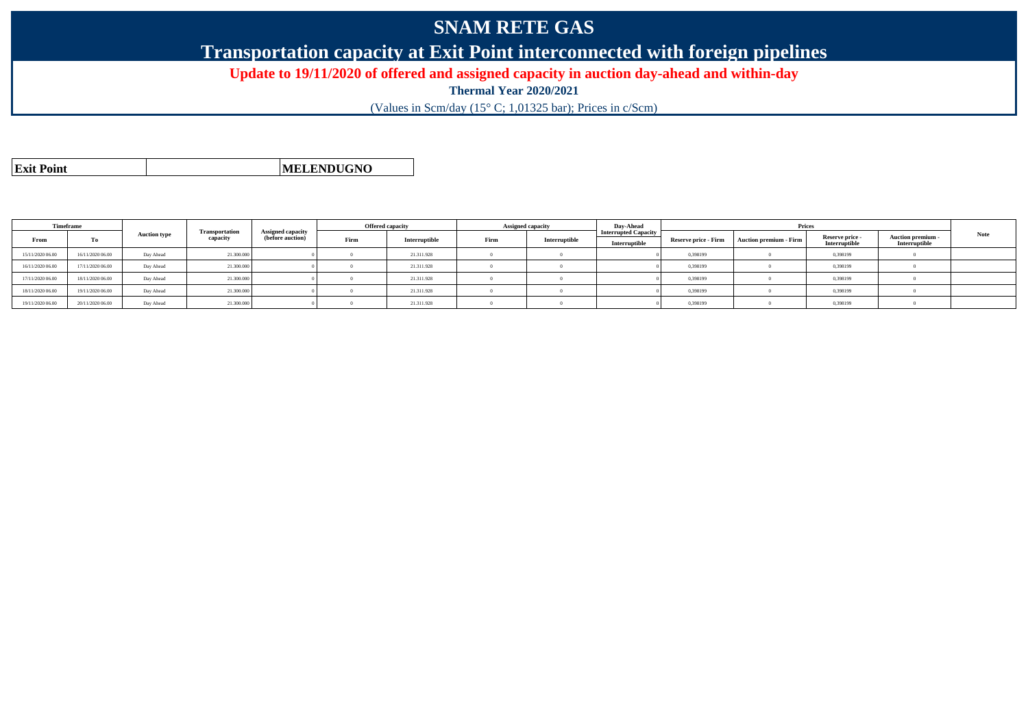# SNAM RETE GAS

## Transportation capacity at Exit Point interconnected with foreign pipelines

**Update to 19/11/2020 of offered and assigned capacity in auction day-ahead and within-day**

**Thermal Year 2020/2021**

(Values in Scm/day (15° C; 1,01325 bar); Prices in c/Scm)

| **Exit Point** | | **MELENDUGNO** |
|---|---|---|

| Timeframe | | Auction type | Transportation capacity | Assigned capacity (before auction) | Offered capacity | | Assigned capacity | | Day-Ahead Interrupted Capacity | Prices | | | | Note |
|---|---|---|---|---|---|---|---|---|---|---|---|---|---|---|
| From | To | | | | Firm | Interruptible | Firm | Interruptible | Interruptible | Reserve price - Firm | Auction premium - Firm | Reserve price - Interruptible | Auction premium - Interruptible | |
| 15/11/2020 06.00 | 16/11/2020 06.00 | Day Ahead | 21.300.000 | 0 | 0 | 21.311.928 | 0 | 0 | 0 | 0,398199 | 0 | 0,398199 | 0 | |
| 16/11/2020 06.00 | 17/11/2020 06.00 | Day Ahead | 21.300.000 | 0 | 0 | 21.311.928 | 0 | 0 | 0 | 0,398199 | 0 | 0,398199 | 0 | |
| 17/11/2020 06.00 | 18/11/2020 06.00 | Day Ahead | 21.300.000 | 0 | 0 | 21.311.928 | 0 | 0 | 0 | 0,398199 | 0 | 0,398199 | 0 | |
| 18/11/2020 06.00 | 19/11/2020 06.00 | Day Ahead | 21.300.000 | 0 | 0 | 21.311.928 | 0 | 0 | 0 | 0,398199 | 0 | 0,398199 | 0 | |
| 19/11/2020 06.00 | 20/11/2020 06.00 | Day Ahead | 21.300.000 | 0 | 0 | 21.311.928 | 0 | 0 | 0 | 0,398199 | 0 | 0,398199 | 0 | |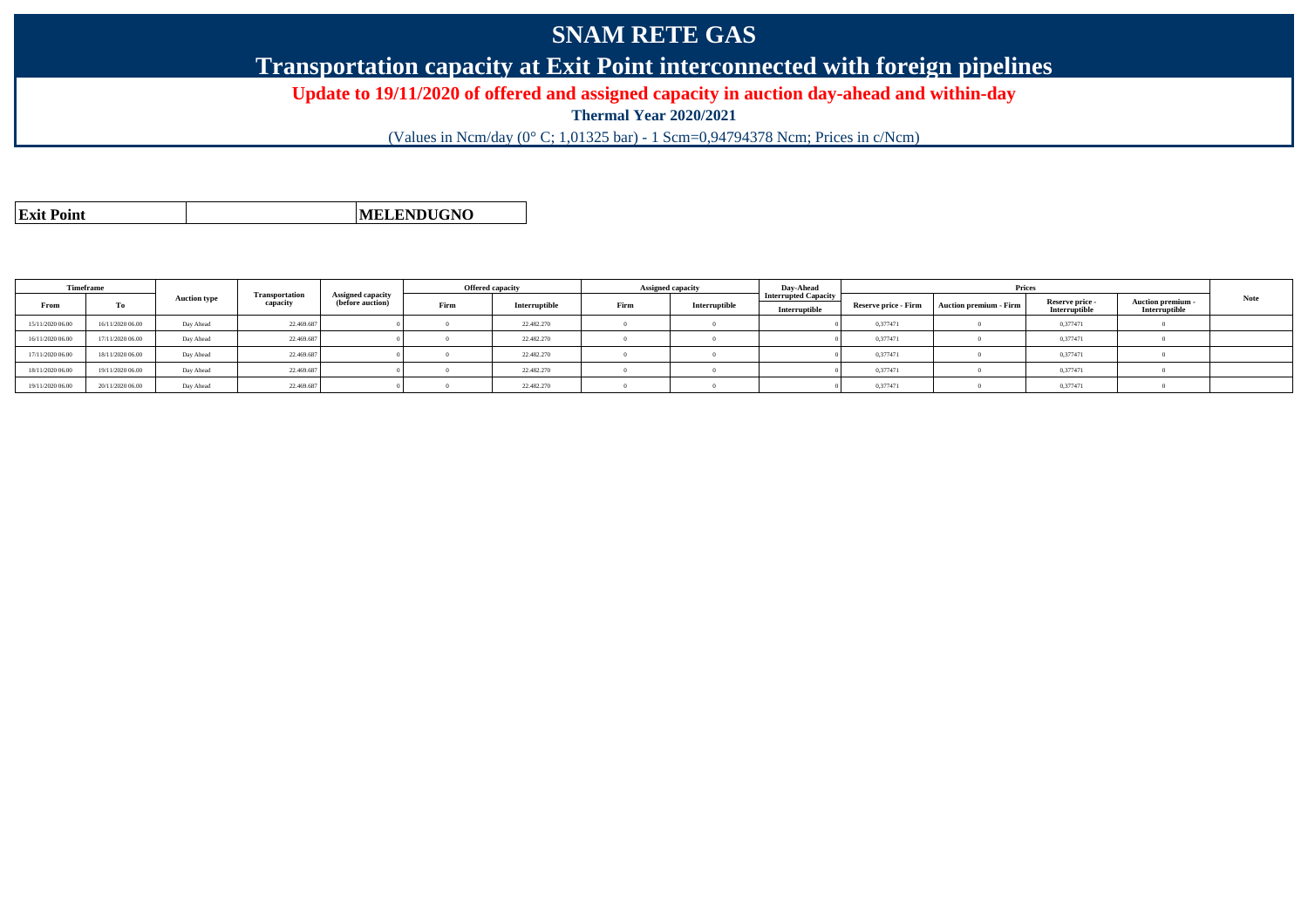# SNAM RETE GAS

## Transportation capacity at Exit Point interconnected with foreign pipelines

**Update to 19/11/2020 of offered and assigned capacity in auction day-ahead and within-day**

**Thermal Year 2020/2021**

(Values in Ncm/day (0° C; 1,01325 bar) - 1 Scm=0,94794378 Ncm; Prices in c/Ncm)

| **Exit Point** | | **MELENDUGNO** |
|---|---|---|

| Timeframe | | Auction type | Transportation capacity | Assigned capacity (before auction) | Offered capacity | | Assigned capacity | | Day-Ahead Interrupted Capacity | Prices | | | | Note |
|---|---|---|---|---|---|---|---|---|---|---|---|---|---|---|
| From | To | | | | Firm | Interruptible | Firm | Interruptible | Interruptible | Reserve price - Firm | Auction premium - Firm | Reserve price - Interruptible | Auction premium - Interruptible | |
| 15/11/2020 06.00 | 16/11/2020 06.00 | Day Ahead | 22.469.687 | 0 | 0 | 22.482.270 | 0 | 0 | 0 | 0,377471 | 0 | 0,377471 | 0 | |
| 16/11/2020 06.00 | 17/11/2020 06.00 | Day Ahead | 22.469.687 | 0 | 0 | 22.482.270 | 0 | 0 | 0 | 0,377471 | 0 | 0,377471 | 0 | |
| 17/11/2020 06.00 | 18/11/2020 06.00 | Day Ahead | 22.469.687 | 0 | 0 | 22.482.270 | 0 | 0 | 0 | 0,377471 | 0 | 0,377471 | 0 | |
| 18/11/2020 06.00 | 19/11/2020 06.00 | Day Ahead | 22.469.687 | 0 | 0 | 22.482.270 | 0 | 0 | 0 | 0,377471 | 0 | 0,377471 | 0 | |
| 19/11/2020 06.00 | 20/11/2020 06.00 | Day Ahead | 22.469.687 | 0 | 0 | 22.482.270 | 0 | 0 | 0 | 0,377471 | 0 | 0,377471 | 0 | |